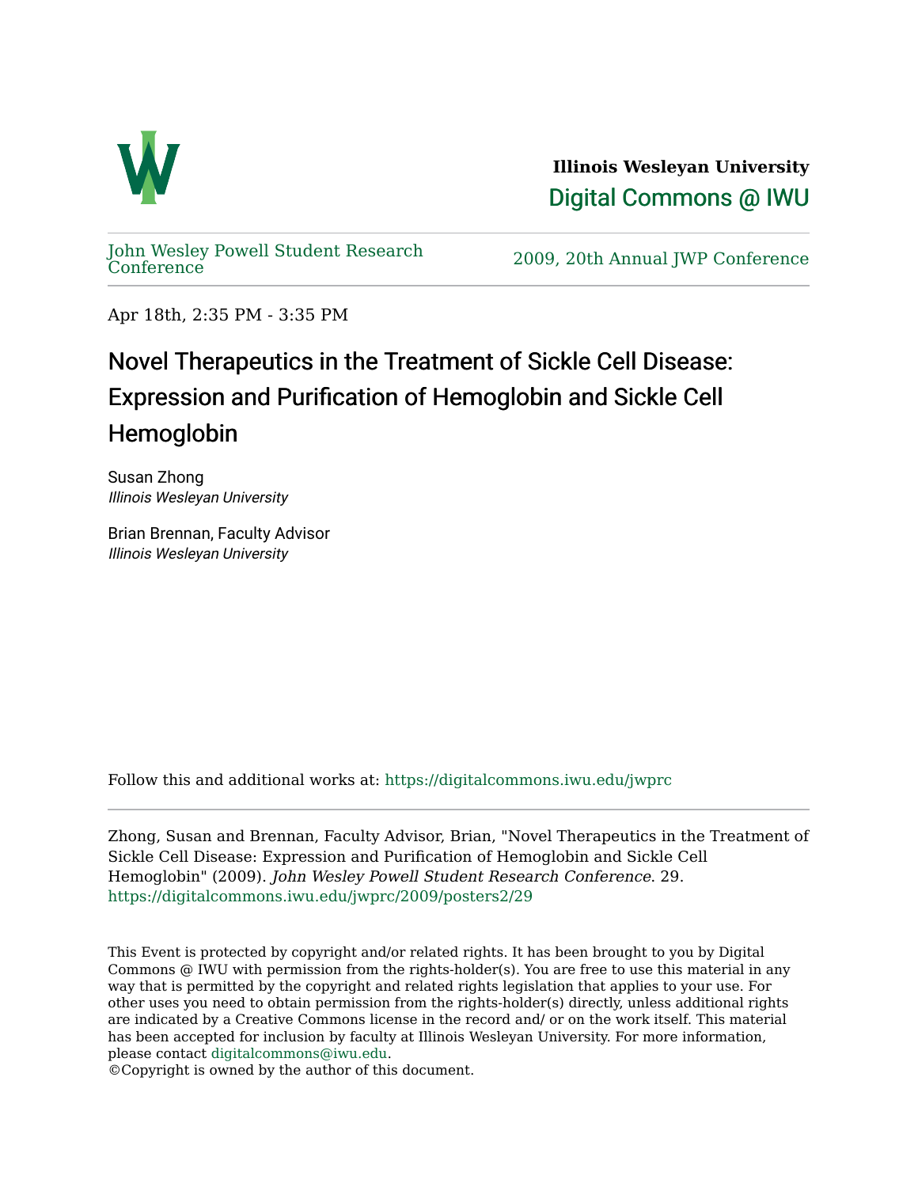**Illinois Wesleyan University**

Digital Commons @ IWU

John Wesley Powell Student Research Conference

2009, 20th Annual JWP Conference

Apr 18th, 2:35 PM - 3:35 PM

# Novel Therapeutics in the Treatment of Sickle Cell Disease: Expression and Purification of Hemoglobin and Sickle Cell Hemoglobin

Susan Zhong
*Illinois Wesleyan University*

Brian Brennan, Faculty Advisor
*Illinois Wesleyan University*

Follow this and additional works at: https://digitalcommons.iwu.edu/jwprc

Zhong, Susan and Brennan, Faculty Advisor, Brian, "Novel Therapeutics in the Treatment of Sickle Cell Disease: Expression and Purification of Hemoglobin and Sickle Cell Hemoglobin" (2009). *John Wesley Powell Student Research Conference*. 29.
https://digitalcommons.iwu.edu/jwprc/2009/posters2/29

This Event is protected by copyright and/or related rights. It has been brought to you by Digital Commons @ IWU with permission from the rights-holder(s). You are free to use this material in any way that is permitted by the copyright and related rights legislation that applies to your use. For other uses you need to obtain permission from the rights-holder(s) directly, unless additional rights are indicated by a Creative Commons license in the record and/ or on the work itself. This material has been accepted for inclusion by faculty at Illinois Wesleyan University. For more information, please contact digitalcommons@iwu.edu.
©Copyright is owned by the author of this document.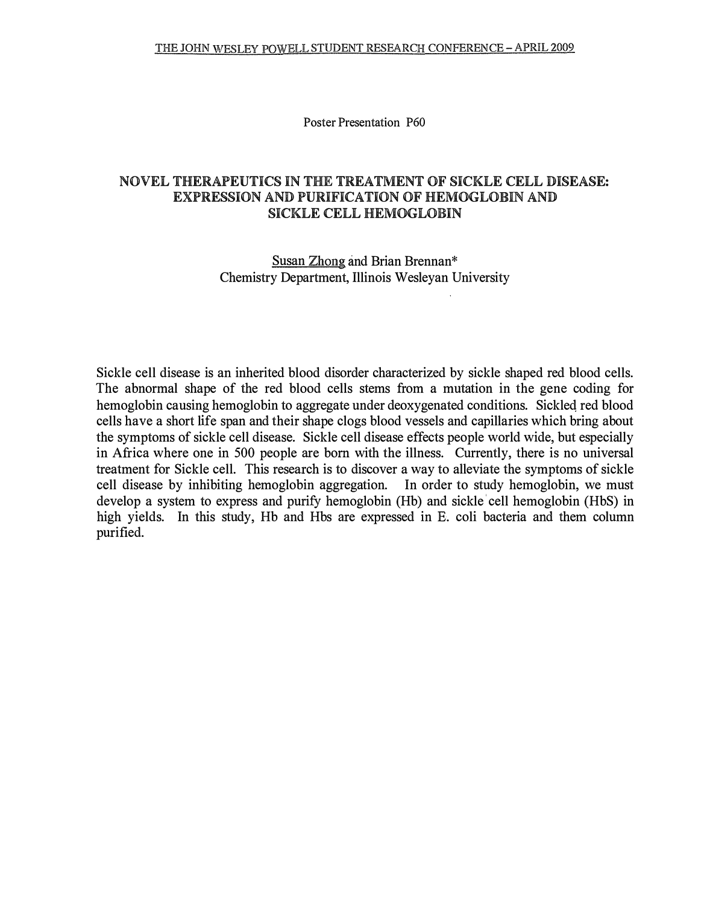Poster Presentation P60

# NOVEL THERAPEUTICS IN THE TREATMENT OF SICKLE CELL DISEASE: EXPRESSION AND PURIFICATION OF HEMOGLOBIN AND SICKLE CELL HEMOGLOBIN

Susan Zhong and Brian Brennan*
Chemistry Department, Illinois Wesleyan University

Sickle cell disease is an inherited blood disorder characterized by sickle shaped red blood cells. The abnormal shape of the red blood cells stems from a mutation in the gene coding for hemoglobin causing hemoglobin to aggregate under deoxygenated conditions. Sickled red blood cells have a short life span and their shape clogs blood vessels and capillaries which bring about the symptoms of sickle cell disease. Sickle cell disease effects people world wide, but especially in Africa where one in 500 people are born with the illness. Currently, there is no universal treatment for Sickle cell. This research is to discover a way to alleviate the symptoms of sickle cell disease by inhibiting hemoglobin aggregation. In order to study hemoglobin, we must develop a system to express and purify hemoglobin (Hb) and sickle cell hemoglobin (HbS) in high yields. In this study, Hb and Hbs are expressed in E. coli bacteria and them column purified.